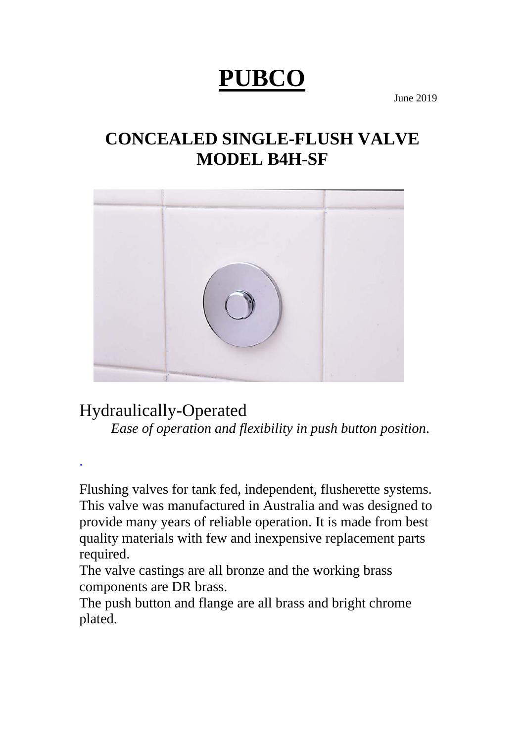# **PUBCO**

June 2019

## CONCEALED SINGLE-FLUSH VALVE
## MODEL B4H-SF

Hydraulically-Operated

*Ease of operation and flexibility in push button position.*

.

Flushing valves for tank fed, independent, flusherette systems. This valve was manufactured in Australia and was designed to provide many years of reliable operation. It is made from best quality materials with few and inexpensive replacement parts required.

The valve castings are all bronze and the working brass components are DR brass.

The push button and flange are all brass and bright chrome plated.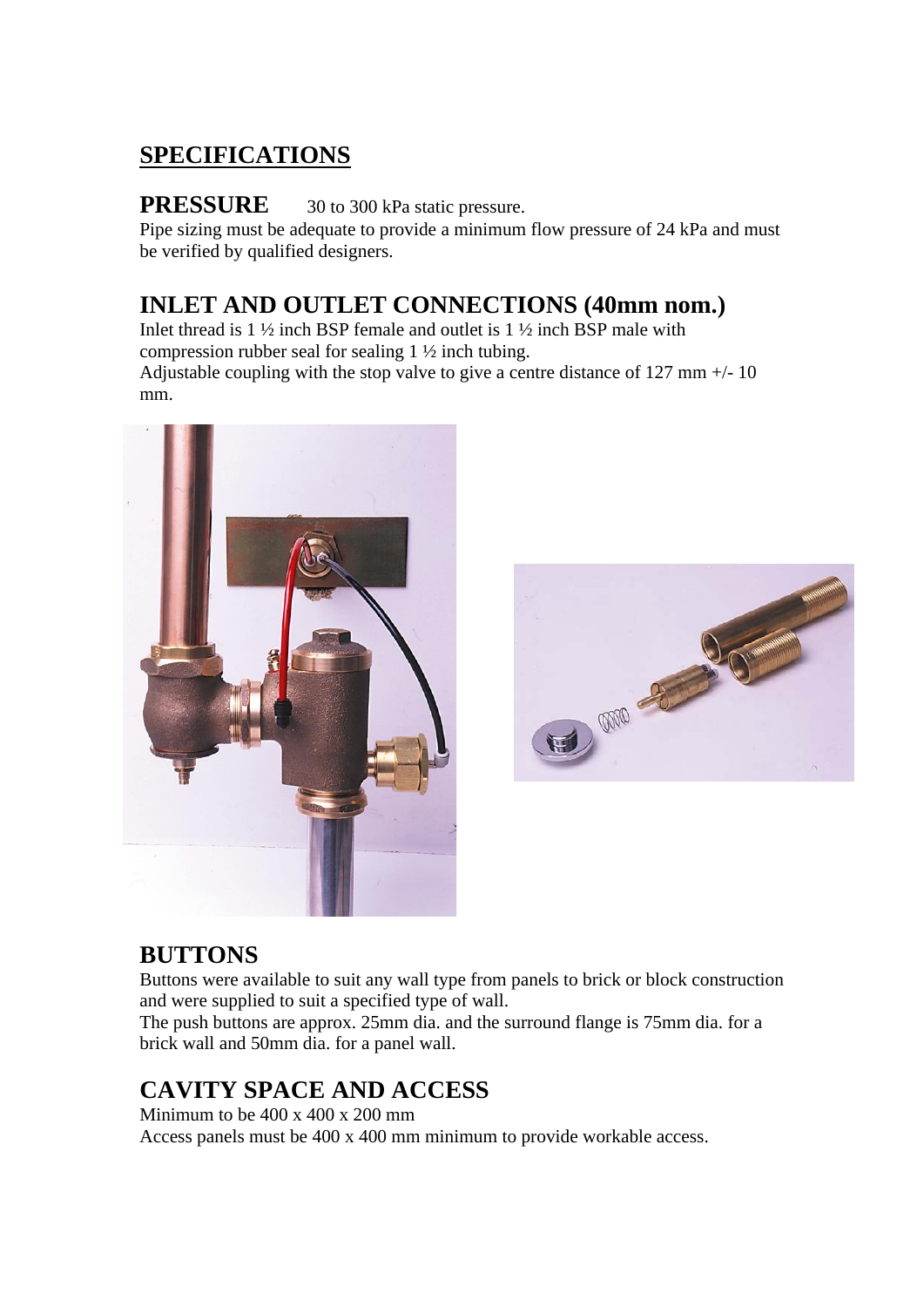## SPECIFICATIONS

### PRESSURE

30 to 300 kPa static pressure.

Pipe sizing must be adequate to provide a minimum flow pressure of 24 kPa and must be verified by qualified designers.

### INLET AND OUTLET CONNECTIONS (40mm nom.)

Inlet thread is 1 ½ inch BSP female and outlet is 1 ½ inch BSP male with compression rubber seal for sealing 1 ½ inch tubing.

Adjustable coupling with the stop valve to give a centre distance of 127 mm +/- 10 mm.

### BUTTONS

Buttons were available to suit any wall type from panels to brick or block construction and were supplied to suit a specified type of wall.

The push buttons are approx. 25mm dia. and the surround flange is 75mm dia. for a brick wall and 50mm dia. for a panel wall.

### CAVITY SPACE AND ACCESS

Minimum to be 400 x 400 x 200 mm

Access panels must be 400 x 400 mm minimum to provide workable access.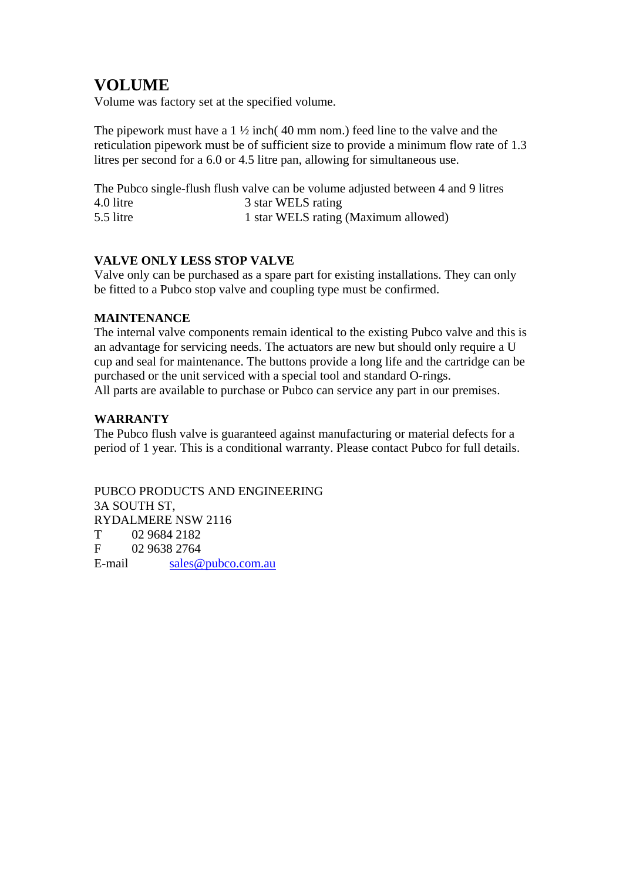# VOLUME

Volume was factory set at the specified volume.

The pipework must have a 1 ½ inch( 40 mm nom.) feed line to the valve and the reticulation pipework must be of sufficient size to provide a minimum flow rate of 1.3 litres per second for a 6.0 or 4.5 litre pan, allowing for simultaneous use.

The Pubco single-flush flush valve can be volume adjusted between 4 and 9 litres

| | |
|---|---|
| 4.0 litre | 3 star WELS rating |
| 5.5 litre | 1 star WELS rating (Maximum allowed) |

**VALVE ONLY LESS STOP VALVE**

Valve only can be purchased as a spare part for existing installations. They can only be fitted to a Pubco stop valve and coupling type must be confirmed.

**MAINTENANCE**

The internal valve components remain identical to the existing Pubco valve and this is an advantage for servicing needs. The actuators are new but should only require a U cup and seal for maintenance. The buttons provide a long life and the cartridge can be purchased or the unit serviced with a special tool and standard O-rings.
All parts are available to purchase or Pubco can service any part in our premises.

**WARRANTY**

The Pubco flush valve is guaranteed against manufacturing or material defects for a period of 1 year. This is a conditional warranty. Please contact Pubco for full details.

PUBCO PRODUCTS AND ENGINEERING
3A SOUTH ST,
RYDALMERE NSW 2116
T 02 9684 2182
F 02 9638 2764
E-mail sales@pubco.com.au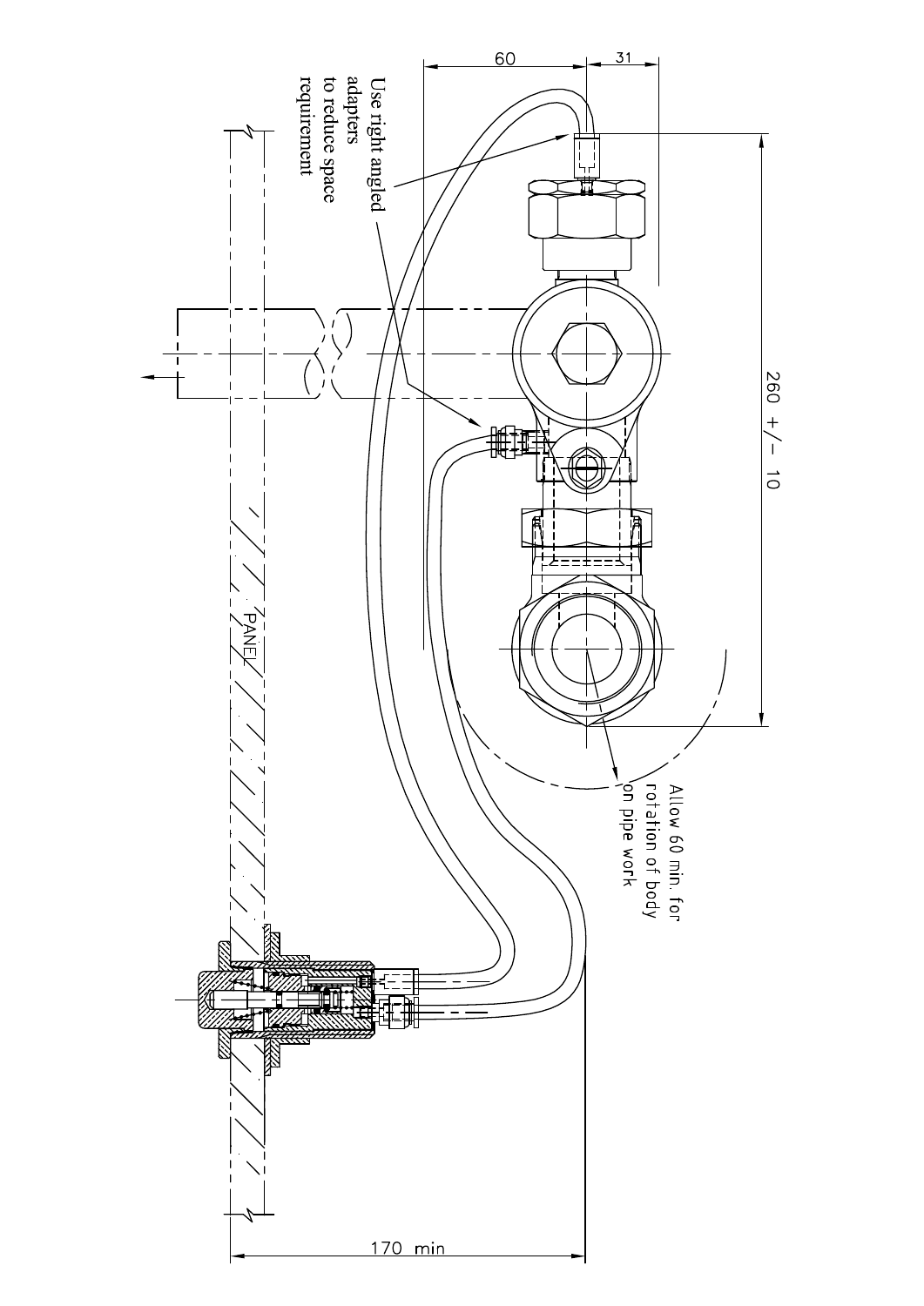Use right angled adapters to reduce space requirement

60

31

260 +/- 10

PANEL

Allow 60 min. for rotation of body on pipe work

170 min